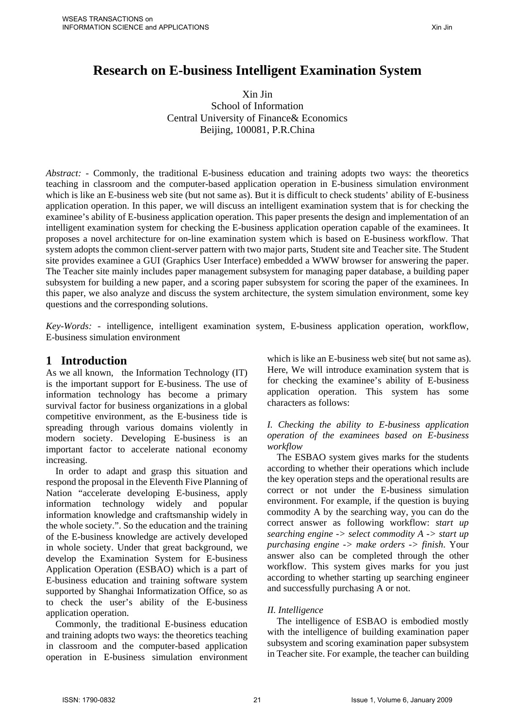# Research on E-business Intelligent Examination System

Xin Jin
School of Information
Central University of Finance& Economics
Beijing, 100081, P.R.China

*Abstract:* - Commonly, the traditional E-business education and training adopts two ways: the theoretics teaching in classroom and the computer-based application operation in E-business simulation environment which is like an E-business web site (but not same as). But it is difficult to check students' ability of E-business application operation. In this paper, we will discuss an intelligent examination system that is for checking the examinee's ability of E-business application operation. This paper presents the design and implementation of an intelligent examination system for checking the E-business application operation capable of the examinees. It proposes a novel architecture for on-line examination system which is based on E-business workflow. That system adopts the common client-server pattern with two major parts, Student site and Teacher site. The Student site provides examinee a GUI (Graphics User Interface) embedded a WWW browser for answering the paper. The Teacher site mainly includes paper management subsystem for managing paper database, a building paper subsystem for building a new paper, and a scoring paper subsystem for scoring the paper of the examinees. In this paper, we also analyze and discuss the system architecture, the system simulation environment, some key questions and the corresponding solutions.

*Key-Words:* - intelligence, intelligent examination system, E-business application operation, workflow, E-business simulation environment

## 1 Introduction

As we all known, the Information Technology (IT) is the important support for E-business. The use of information technology has become a primary survival factor for business organizations in a global competitive environment, as the E-business tide is spreading through various domains violently in modern society. Developing E-business is an important factor to accelerate national economy increasing.

In order to adapt and grasp this situation and respond the proposal in the Eleventh Five Planning of Nation "accelerate developing E-business, apply information technology widely and popular information knowledge and craftsmanship widely in the whole society.". So the education and the training of the E-business knowledge are actively developed in whole society. Under that great background, we develop the Examination System for E-business Application Operation (ESBAO) which is a part of E-business education and training software system supported by Shanghai Informatization Office, so as to check the user's ability of the E-business application operation.

Commonly, the traditional E-business education and training adopts two ways: the theoretics teaching in classroom and the computer-based application operation in E-business simulation environment which is like an E-business web site( but not same as). Here, We will introduce examination system that is for checking the examinee's ability of E-business application operation. This system has some characters as follows:

*I. Checking the ability to E-business application operation of the examinees based on E-business workflow*

The ESBAO system gives marks for the students according to whether their operations which include the key operation steps and the operational results are correct or not under the E-business simulation environment. For example, if the question is buying commodity A by the searching way, you can do the correct answer as following workflow: *start up searching engine -> select commodity A -> start up purchasing engine -> make orders -> finish*. Your answer also can be completed through the other workflow. This system gives marks for you just according to whether starting up searching engineer and successfully purchasing A or not.

*II. Intelligence*

The intelligence of ESBAO is embodied mostly with the intelligence of building examination paper subsystem and scoring examination paper subsystem in Teacher site. For example, the teacher can building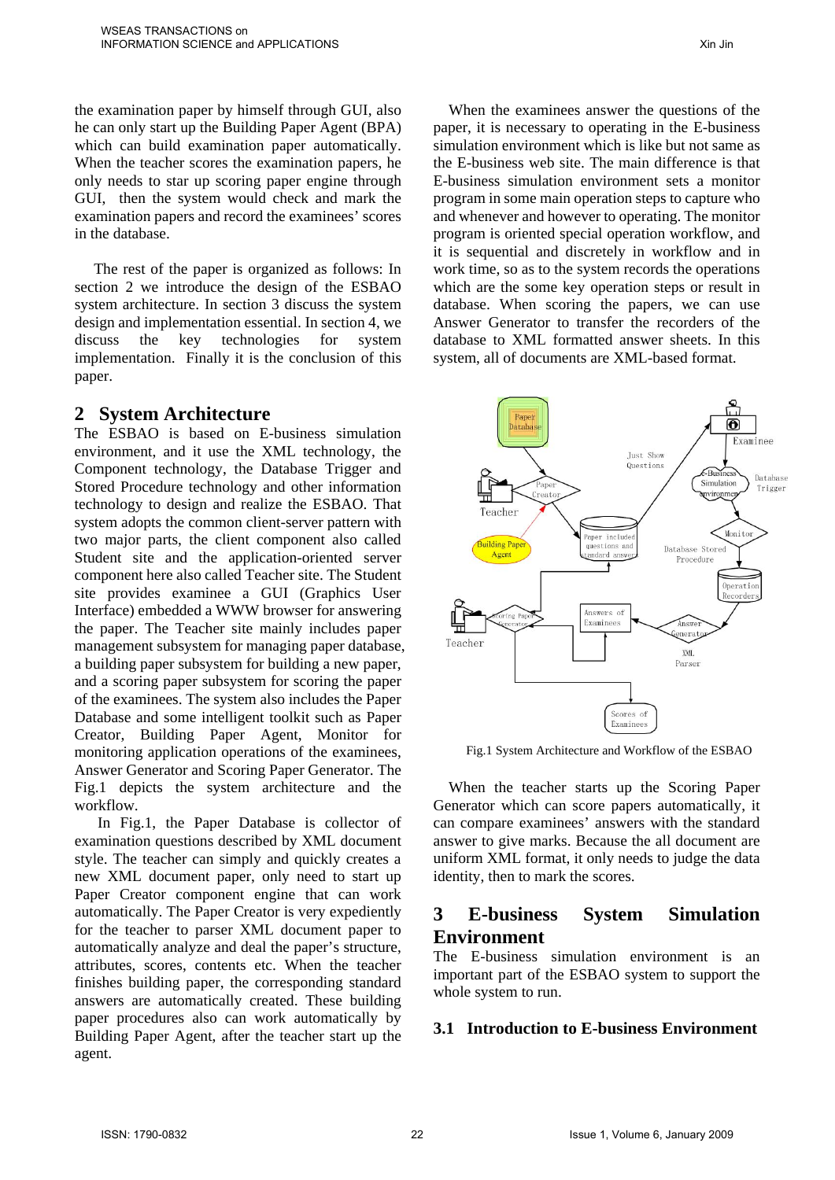the examination paper by himself through GUI, also he can only start up the Building Paper Agent (BPA) which can build examination paper automatically. When the teacher scores the examination papers, he only needs to star up scoring paper engine through GUI, then the system would check and mark the examination papers and record the examinees' scores in the database.

The rest of the paper is organized as follows: In section 2 we introduce the design of the ESBAO system architecture. In section 3 discuss the system design and implementation essential. In section 4, we discuss the key technologies for system implementation. Finally it is the conclusion of this paper.

## 2 System Architecture

The ESBAO is based on E-business simulation environment, and it use the XML technology, the Component technology, the Database Trigger and Stored Procedure technology and other information technology to design and realize the ESBAO. That system adopts the common client-server pattern with two major parts, the client component also called Student site and the application-oriented server component here also called Teacher site. The Student site provides examinee a GUI (Graphics User Interface) embedded a WWW browser for answering the paper. The Teacher site mainly includes paper management subsystem for managing paper database, a building paper subsystem for building a new paper, and a scoring paper subsystem for scoring the paper of the examinees. The system also includes the Paper Database and some intelligent toolkit such as Paper Creator, Building Paper Agent, Monitor for monitoring application operations of the examinees, Answer Generator and Scoring Paper Generator. The Fig.1 depicts the system architecture and the workflow.

In Fig.1, the Paper Database is collector of examination questions described by XML document style. The teacher can simply and quickly creates a new XML document paper, only need to start up Paper Creator component engine that can work automatically. The Paper Creator is very expediently for the teacher to parser XML document paper to automatically analyze and deal the paper's structure, attributes, scores, contents etc. When the teacher finishes building paper, the corresponding standard answers are automatically created. These building paper procedures also can work automatically by Building Paper Agent, after the teacher start up the agent.

When the examinees answer the questions of the paper, it is necessary to operating in the E-business simulation environment which is like but not same as the E-business web site. The main difference is that E-business simulation environment sets a monitor program in some main operation steps to capture who and whenever and however to operating. The monitor program is oriented special operation workflow, and it is sequential and discretely in workflow and in work time, so as to the system records the operations which are the some key operation steps or result in database. When scoring the papers, we can use Answer Generator to transfer the recorders of the database to XML formatted answer sheets. In this system, all of documents are XML-based format.

Paper Database
Teacher
Paper Creator
Building Paper Agent
Just Show Questions
Examinee
E-Business Simulation Environment
Database Trigger
Paper included questions and standard answers
Monitor
Database Stored Procedure
Operation Recorders
Teacher
Scoring Paper Generator
Answers of Examinees
Answer Generator
XML Parser
Scores of Examinees

Fig.1 System Architecture and Workflow of the ESBAO

When the teacher starts up the Scoring Paper Generator which can score papers automatically, it can compare examinees' answers with the standard answer to give marks. Because the all document are uniform XML format, it only needs to judge the data identity, then to mark the scores.

## 3 E-business System Simulation Environment

The E-business simulation environment is an important part of the ESBAO system to support the whole system to run.

### 3.1 Introduction to E-business Environment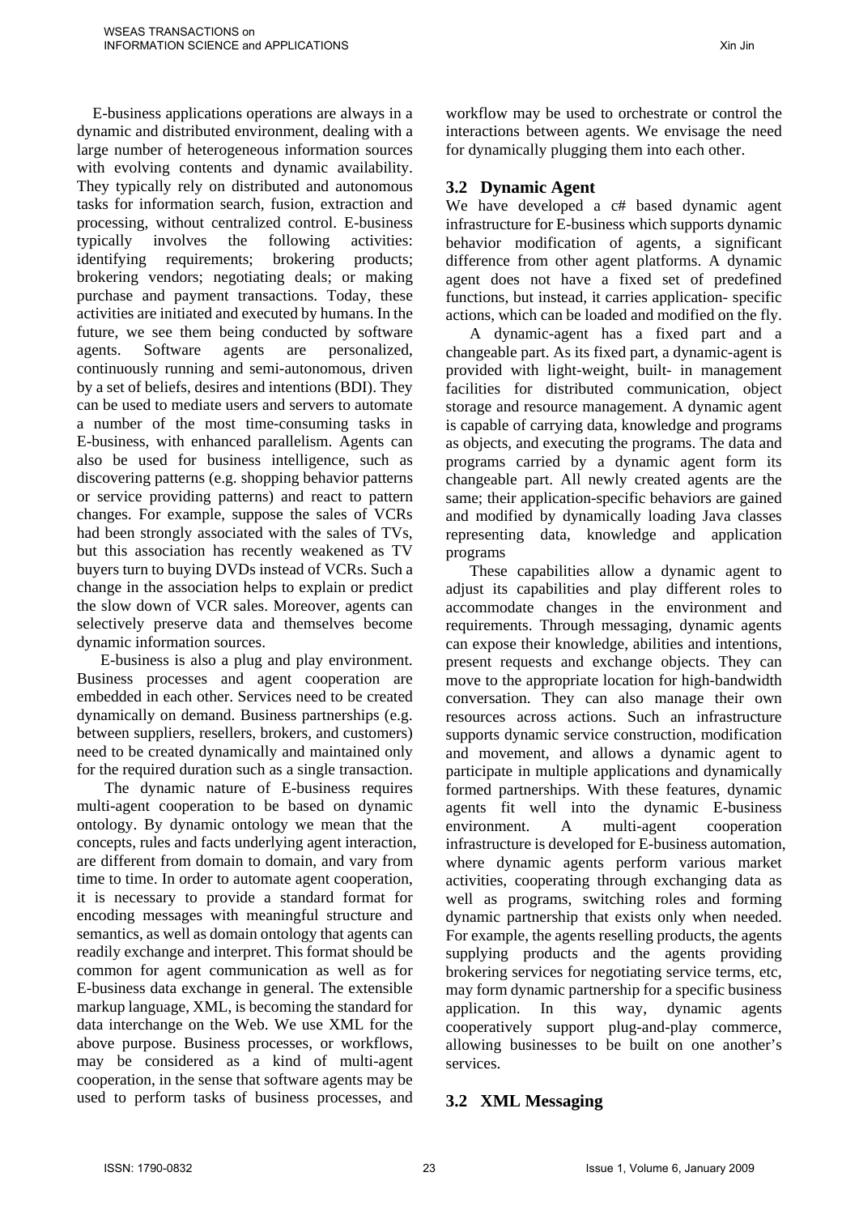E-business applications operations are always in a dynamic and distributed environment, dealing with a large number of heterogeneous information sources with evolving contents and dynamic availability. They typically rely on distributed and autonomous tasks for information search, fusion, extraction and processing, without centralized control. E-business typically involves the following activities: identifying requirements; brokering products; brokering vendors; negotiating deals; or making purchase and payment transactions. Today, these activities are initiated and executed by humans. In the future, we see them being conducted by software agents. Software agents are personalized, continuously running and semi-autonomous, driven by a set of beliefs, desires and intentions (BDI). They can be used to mediate users and servers to automate a number of the most time-consuming tasks in E-business, with enhanced parallelism. Agents can also be used for business intelligence, such as discovering patterns (e.g. shopping behavior patterns or service providing patterns) and react to pattern changes. For example, suppose the sales of VCRs had been strongly associated with the sales of TVs, but this association has recently weakened as TV buyers turn to buying DVDs instead of VCRs. Such a change in the association helps to explain or predict the slow down of VCR sales. Moreover, agents can selectively preserve data and themselves become dynamic information sources.

E-business is also a plug and play environment. Business processes and agent cooperation are embedded in each other. Services need to be created dynamically on demand. Business partnerships (e.g. between suppliers, resellers, brokers, and customers) need to be created dynamically and maintained only for the required duration such as a single transaction.

The dynamic nature of E-business requires multi-agent cooperation to be based on dynamic ontology. By dynamic ontology we mean that the concepts, rules and facts underlying agent interaction, are different from domain to domain, and vary from time to time. In order to automate agent cooperation, it is necessary to provide a standard format for encoding messages with meaningful structure and semantics, as well as domain ontology that agents can readily exchange and interpret. This format should be common for agent communication as well as for E-business data exchange in general. The extensible markup language, XML, is becoming the standard for data interchange on the Web. We use XML for the above purpose. Business processes, or workflows, may be considered as a kind of multi-agent cooperation, in the sense that software agents may be used to perform tasks of business processes, and workflow may be used to orchestrate or control the interactions between agents. We envisage the need for dynamically plugging them into each other.

### 3.2 Dynamic Agent

We have developed a c# based dynamic agent infrastructure for E-business which supports dynamic behavior modification of agents, a significant difference from other agent platforms. A dynamic agent does not have a fixed set of predefined functions, but instead, it carries application- specific actions, which can be loaded and modified on the fly.

A dynamic-agent has a fixed part and a changeable part. As its fixed part, a dynamic-agent is provided with light-weight, built- in management facilities for distributed communication, object storage and resource management. A dynamic agent is capable of carrying data, knowledge and programs as objects, and executing the programs. The data and programs carried by a dynamic agent form its changeable part. All newly created agents are the same; their application-specific behaviors are gained and modified by dynamically loading Java classes representing data, knowledge and application programs

These capabilities allow a dynamic agent to adjust its capabilities and play different roles to accommodate changes in the environment and requirements. Through messaging, dynamic agents can expose their knowledge, abilities and intentions, present requests and exchange objects. They can move to the appropriate location for high-bandwidth conversation. They can also manage their own resources across actions. Such an infrastructure supports dynamic service construction, modification and movement, and allows a dynamic agent to participate in multiple applications and dynamically formed partnerships. With these features, dynamic agents fit well into the dynamic E-business environment. A multi-agent cooperation infrastructure is developed for E-business automation, where dynamic agents perform various market activities, cooperating through exchanging data as well as programs, switching roles and forming dynamic partnership that exists only when needed. For example, the agents reselling products, the agents supplying products and the agents providing brokering services for negotiating service terms, etc, may form dynamic partnership for a specific business application. In this way, dynamic agents cooperatively support plug-and-play commerce, allowing businesses to be built on one another's services.

### 3.2 XML Messaging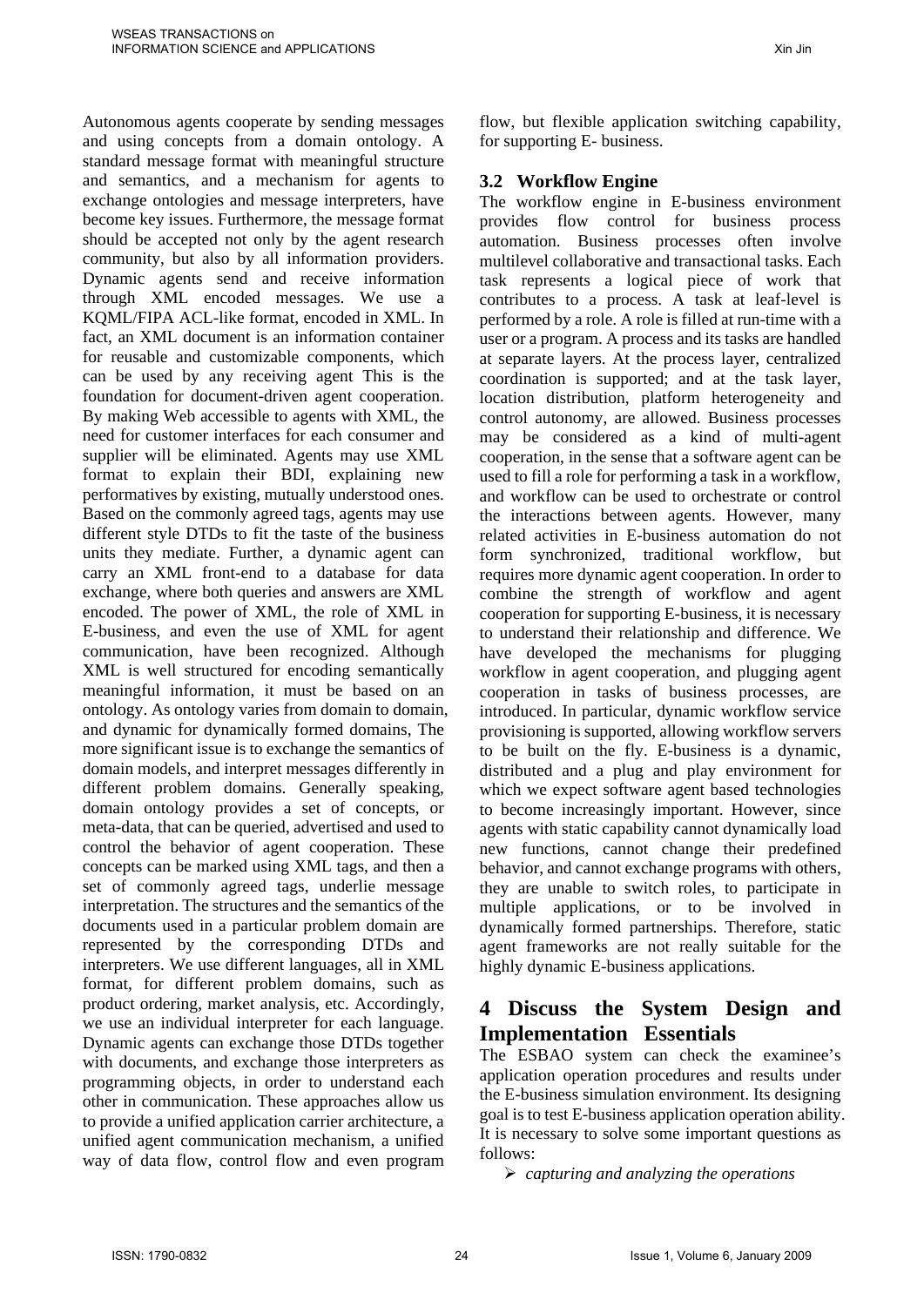Autonomous agents cooperate by sending messages and using concepts from a domain ontology. A standard message format with meaningful structure and semantics, and a mechanism for agents to exchange ontologies and message interpreters, have become key issues. Furthermore, the message format should be accepted not only by the agent research community, but also by all information providers. Dynamic agents send and receive information through XML encoded messages. We use a KQML/FIPA ACL-like format, encoded in XML. In fact, an XML document is an information container for reusable and customizable components, which can be used by any receiving agent This is the foundation for document-driven agent cooperation. By making Web accessible to agents with XML, the need for customer interfaces for each consumer and supplier will be eliminated. Agents may use XML format to explain their BDI, explaining new performatives by existing, mutually understood ones. Based on the commonly agreed tags, agents may use different style DTDs to fit the taste of the business units they mediate. Further, a dynamic agent can carry an XML front-end to a database for data exchange, where both queries and answers are XML encoded. The power of XML, the role of XML in E-business, and even the use of XML for agent communication, have been recognized. Although XML is well structured for encoding semantically meaningful information, it must be based on an ontology. As ontology varies from domain to domain, and dynamic for dynamically formed domains, The more significant issue is to exchange the semantics of domain models, and interpret messages differently in different problem domains. Generally speaking, domain ontology provides a set of concepts, or meta-data, that can be queried, advertised and used to control the behavior of agent cooperation. These concepts can be marked using XML tags, and then a set of commonly agreed tags, underlie message interpretation. The structures and the semantics of the documents used in a particular problem domain are represented by the corresponding DTDs and interpreters. We use different languages, all in XML format, for different problem domains, such as product ordering, market analysis, etc. Accordingly, we use an individual interpreter for each language. Dynamic agents can exchange those DTDs together with documents, and exchange those interpreters as programming objects, in order to understand each other in communication. These approaches allow us to provide a unified application carrier architecture, a unified agent communication mechanism, a unified way of data flow, control flow and even program flow, but flexible application switching capability, for supporting E- business.

### 3.2 Workflow Engine

The workflow engine in E-business environment provides flow control for business process automation. Business processes often involve multilevel collaborative and transactional tasks. Each task represents a logical piece of work that contributes to a process. A task at leaf-level is performed by a role. A role is filled at run-time with a user or a program. A process and its tasks are handled at separate layers. At the process layer, centralized coordination is supported; and at the task layer, location distribution, platform heterogeneity and control autonomy, are allowed. Business processes may be considered as a kind of multi-agent cooperation, in the sense that a software agent can be used to fill a role for performing a task in a workflow, and workflow can be used to orchestrate or control the interactions between agents. However, many related activities in E-business automation do not form synchronized, traditional workflow, but requires more dynamic agent cooperation. In order to combine the strength of workflow and agent cooperation for supporting E-business, it is necessary to understand their relationship and difference. We have developed the mechanisms for plugging workflow in agent cooperation, and plugging agent cooperation in tasks of business processes, are introduced. In particular, dynamic workflow service provisioning is supported, allowing workflow servers to be built on the fly. E-business is a dynamic, distributed and a plug and play environment for which we expect software agent based technologies to become increasingly important. However, since agents with static capability cannot dynamically load new functions, cannot change their predefined behavior, and cannot exchange programs with others, they are unable to switch roles, to participate in multiple applications, or to be involved in dynamically formed partnerships. Therefore, static agent frameworks are not really suitable for the highly dynamic E-business applications.

## 4 Discuss the System Design and Implementation Essentials

The ESBAO system can check the examinee's application operation procedures and results under the E-business simulation environment. Its designing goal is to test E-business application operation ability. It is necessary to solve some important questions as follows:

- *capturing and analyzing the operations*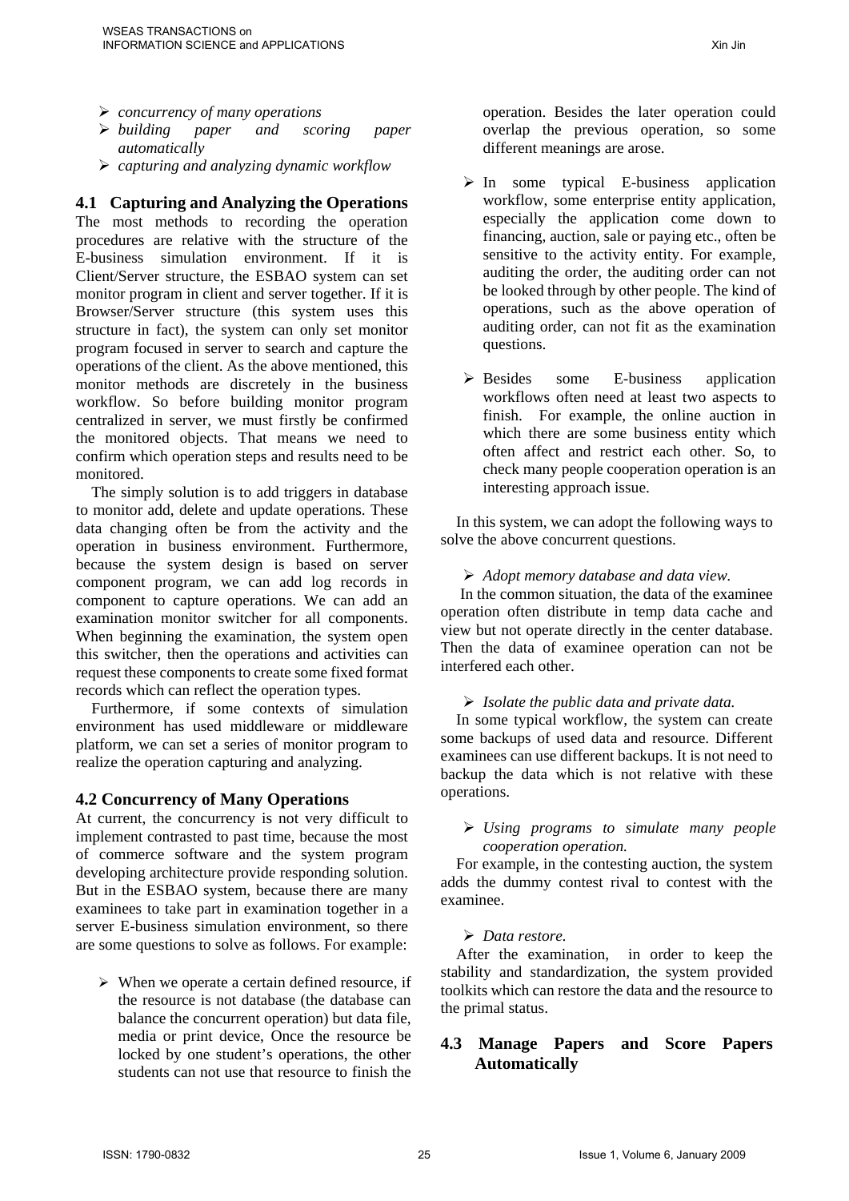- *concurrency of many operations*
- *building paper and scoring paper automatically*
- *capturing and analyzing dynamic workflow*

### 4.1 Capturing and Analyzing the Operations

The most methods to recording the operation procedures are relative with the structure of the E-business simulation environment. If it is Client/Server structure, the ESBAO system can set monitor program in client and server together. If it is Browser/Server structure (this system uses this structure in fact), the system can only set monitor program focused in server to search and capture the operations of the client. As the above mentioned, this monitor methods are discretely in the business workflow. So before building monitor program centralized in server, we must firstly be confirmed the monitored objects. That means we need to confirm which operation steps and results need to be monitored.

The simply solution is to add triggers in database to monitor add, delete and update operations. These data changing often be from the activity and the operation in business environment. Furthermore, because the system design is based on server component program, we can add log records in component to capture operations. We can add an examination monitor switcher for all components. When beginning the examination, the system open this switcher, then the operations and activities can request these components to create some fixed format records which can reflect the operation types.

Furthermore, if some contexts of simulation environment has used middleware or middleware platform, we can set a series of monitor program to realize the operation capturing and analyzing.

### 4.2 Concurrency of Many Operations

At current, the concurrency is not very difficult to implement contrasted to past time, because the most of commerce software and the system program developing architecture provide responding solution. But in the ESBAO system, because there are many examinees to take part in examination together in a server E-business simulation environment, so there are some questions to solve as follows. For example:

- When we operate a certain defined resource, if the resource is not database (the database can balance the concurrent operation) but data file, media or print device, Once the resource be locked by one student's operations, the other students can not use that resource to finish the operation. Besides the later operation could overlap the previous operation, so some different meanings are arose.
- In some typical E-business application workflow, some enterprise entity application, especially the application come down to financing, auction, sale or paying etc., often be sensitive to the activity entity. For example, auditing the order, the auditing order can not be looked through by other people. The kind of operations, such as the above operation of auditing order, can not fit as the examination questions.
- Besides some E-business application workflows often need at least two aspects to finish. For example, the online auction in which there are some business entity which often affect and restrict each other. So, to check many people cooperation operation is an interesting approach issue.

In this system, we can adopt the following ways to solve the above concurrent questions.

- *Adopt memory database and data view.*

In the common situation, the data of the examinee operation often distribute in temp data cache and view but not operate directly in the center database. Then the data of examinee operation can not be interfered each other.

- *Isolate the public data and private data.*

In some typical workflow, the system can create some backups of used data and resource. Different examinees can use different backups. It is not need to backup the data which is not relative with these operations.

- *Using programs to simulate many people cooperation operation.*

For example, in the contesting auction, the system adds the dummy contest rival to contest with the examinee.

- *Data restore.*

After the examination, in order to keep the stability and standardization, the system provided toolkits which can restore the data and the resource to the primal status.

### 4.3 Manage Papers and Score Papers Automatically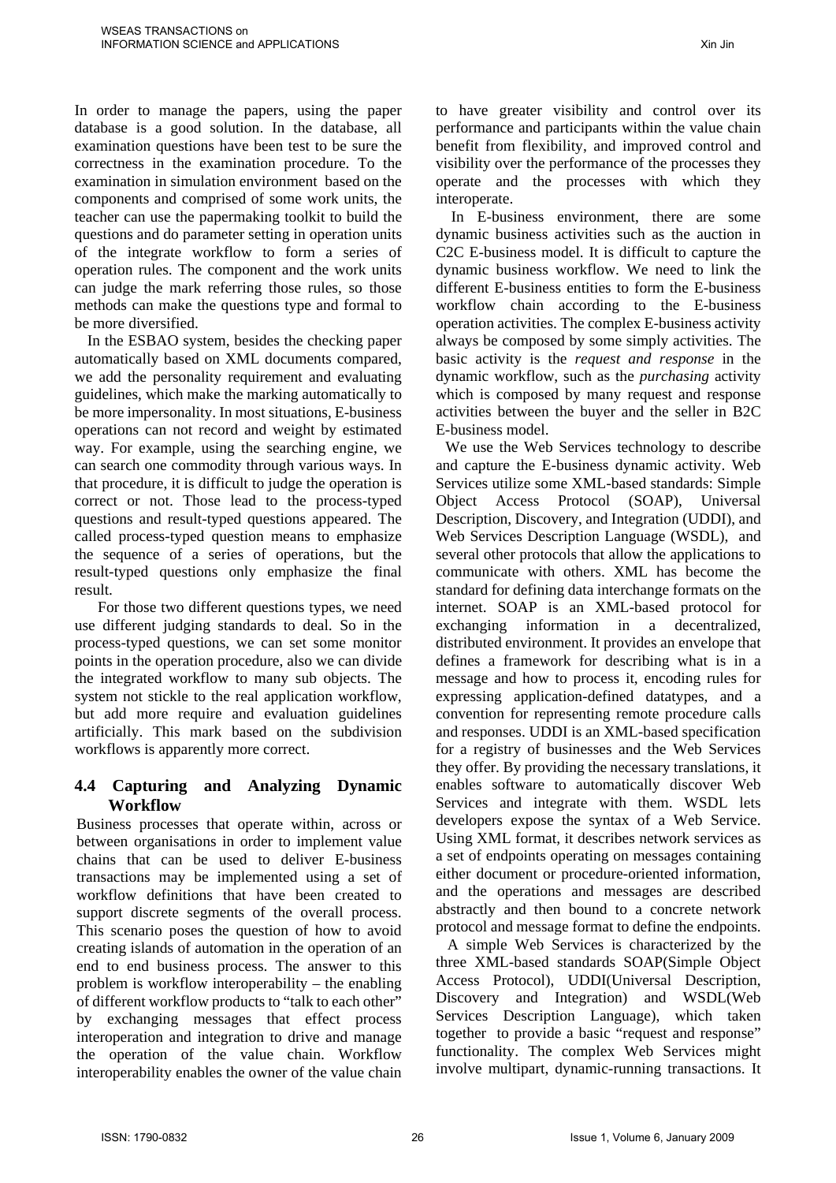In order to manage the papers, using the paper database is a good solution. In the database, all examination questions have been test to be sure the correctness in the examination procedure. To the examination in simulation environment based on the components and comprised of some work units, the teacher can use the papermaking toolkit to build the questions and do parameter setting in operation units of the integrate workflow to form a series of operation rules. The component and the work units can judge the mark referring those rules, so those methods can make the questions type and formal to be more diversified.

In the ESBAO system, besides the checking paper automatically based on XML documents compared, we add the personality requirement and evaluating guidelines, which make the marking automatically to be more impersonality. In most situations, E-business operations can not record and weight by estimated way. For example, using the searching engine, we can search one commodity through various ways. In that procedure, it is difficult to judge the operation is correct or not. Those lead to the process-typed questions and result-typed questions appeared. The called process-typed question means to emphasize the sequence of a series of operations, but the result-typed questions only emphasize the final result.

For those two different questions types, we need use different judging standards to deal. So in the process-typed questions, we can set some monitor points in the operation procedure, also we can divide the integrated workflow to many sub objects. The system not stickle to the real application workflow, but add more require and evaluation guidelines artificially. This mark based on the subdivision workflows is apparently more correct.

### 4.4 Capturing and Analyzing Dynamic Workflow

Business processes that operate within, across or between organisations in order to implement value chains that can be used to deliver E-business transactions may be implemented using a set of workflow definitions that have been created to support discrete segments of the overall process. This scenario poses the question of how to avoid creating islands of automation in the operation of an end to end business process. The answer to this problem is workflow interoperability – the enabling of different workflow products to "talk to each other" by exchanging messages that effect process interoperation and integration to drive and manage the operation of the value chain. Workflow interoperability enables the owner of the value chain to have greater visibility and control over its performance and participants within the value chain benefit from flexibility, and improved control and visibility over the performance of the processes they operate and the processes with which they interoperate.

In E-business environment, there are some dynamic business activities such as the auction in C2C E-business model. It is difficult to capture the dynamic business workflow. We need to link the different E-business entities to form the E-business workflow chain according to the E-business operation activities. The complex E-business activity always be composed by some simply activities. The basic activity is the *request and response* in the dynamic workflow, such as the *purchasing* activity which is composed by many request and response activities between the buyer and the seller in B2C E-business model.

We use the Web Services technology to describe and capture the E-business dynamic activity. Web Services utilize some XML-based standards: Simple Object Access Protocol (SOAP), Universal Description, Discovery, and Integration (UDDI), and Web Services Description Language (WSDL), and several other protocols that allow the applications to communicate with others. XML has become the standard for defining data interchange formats on the internet. SOAP is an XML-based protocol for exchanging information in a decentralized, distributed environment. It provides an envelope that defines a framework for describing what is in a message and how to process it, encoding rules for expressing application-defined datatypes, and a convention for representing remote procedure calls and responses. UDDI is an XML-based specification for a registry of businesses and the Web Services they offer. By providing the necessary translations, it enables software to automatically discover Web Services and integrate with them. WSDL lets developers expose the syntax of a Web Service. Using XML format, it describes network services as a set of endpoints operating on messages containing either document or procedure-oriented information, and the operations and messages are described abstractly and then bound to a concrete network protocol and message format to define the endpoints.

A simple Web Services is characterized by the three XML-based standards SOAP(Simple Object Access Protocol), UDDI(Universal Description, Discovery and Integration) and WSDL(Web Services Description Language), which taken together to provide a basic "request and response" functionality. The complex Web Services might involve multipart, dynamic-running transactions. It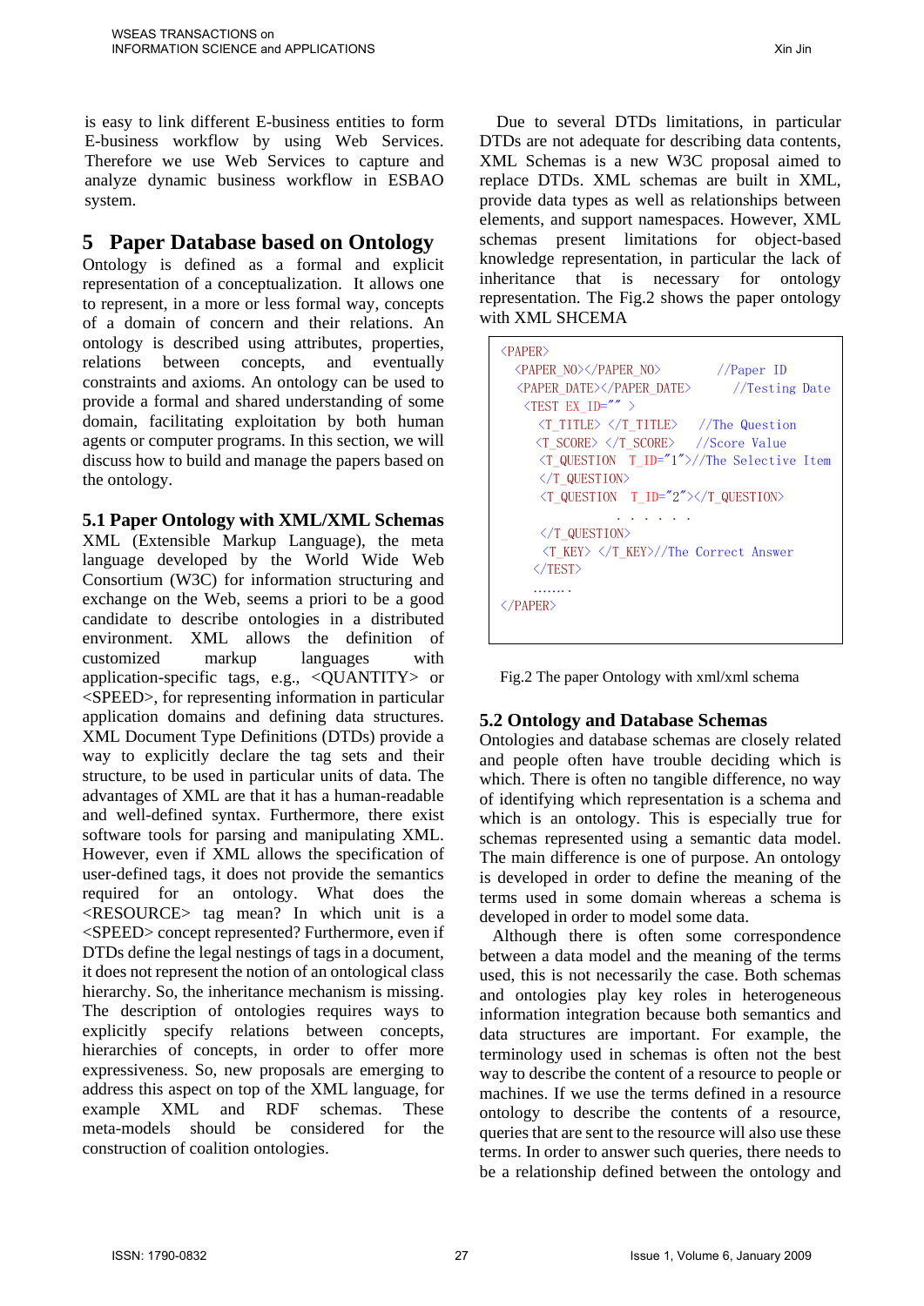is easy to link different E-business entities to form E-business workflow by using Web Services. Therefore we use Web Services to capture and analyze dynamic business workflow in ESBAO system.

## 5 Paper Database based on Ontology

Ontology is defined as a formal and explicit representation of a conceptualization. It allows one to represent, in a more or less formal way, concepts of a domain of concern and their relations. An ontology is described using attributes, properties, relations between concepts, and eventually constraints and axioms. An ontology can be used to provide a formal and shared understanding of some domain, facilitating exploitation by both human agents or computer programs. In this section, we will discuss how to build and manage the papers based on the ontology.

### 5.1 Paper Ontology with XML/XML Schemas

XML (Extensible Markup Language), the meta language developed by the World Wide Web Consortium (W3C) for information structuring and exchange on the Web, seems a priori to be a good candidate to describe ontologies in a distributed environment. XML allows the definition of customized markup languages with application-specific tags, e.g., <QUANTITY> or <SPEED>, for representing information in particular application domains and defining data structures. XML Document Type Definitions (DTDs) provide a way to explicitly declare the tag sets and their structure, to be used in particular units of data. The advantages of XML are that it has a human-readable and well-defined syntax. Furthermore, there exist software tools for parsing and manipulating XML. However, even if XML allows the specification of user-defined tags, it does not provide the semantics required for an ontology. What does the <RESOURCE> tag mean? In which unit is a <SPEED> concept represented? Furthermore, even if DTDs define the legal nestings of tags in a document, it does not represent the notion of an ontological class hierarchy. So, the inheritance mechanism is missing. The description of ontologies requires ways to explicitly specify relations between concepts, hierarchies of concepts, in order to offer more expressiveness. So, new proposals are emerging to address this aspect on top of the XML language, for example XML and RDF schemas. These meta-models should be considered for the construction of coalition ontologies.

Due to several DTDs limitations, in particular DTDs are not adequate for describing data contents, XML Schemas is a new W3C proposal aimed to replace DTDs. XML schemas are built in XML, provide data types as well as relationships between elements, and support namespaces. However, XML schemas present limitations for object-based knowledge representation, in particular the lack of inheritance that is necessary for ontology representation. The Fig.2 shows the paper ontology with XML SHCEMA

```
<PAPER>
  <PAPER_NO></PAPER_NO>          //Paper ID
  <PAPER_DATE></PAPER_DATE>      //Testing Date
   <TEST EX_ID="" >
     <T_TITLE> </T_TITLE>    //The Question
     <T_SCORE> </T_SCORE>    //Score Value
     <T_QUESTION  T_ID="1">//The Selective Item
     </T_QUESTION>
     <T_QUESTION  T_ID="2"></T_QUESTION>
            . . . . . .
     </T_QUESTION>
      <T_KEY> </T_KEY>//The Correct Answer
    </TEST>
     .......
</PAPER>
```

Fig.2 The paper Ontology with xml/xml schema

### 5.2 Ontology and Database Schemas

Ontologies and database schemas are closely related and people often have trouble deciding which is which. There is often no tangible difference, no way of identifying which representation is a schema and which is an ontology. This is especially true for schemas represented using a semantic data model. The main difference is one of purpose. An ontology is developed in order to define the meaning of the terms used in some domain whereas a schema is developed in order to model some data.

Although there is often some correspondence between a data model and the meaning of the terms used, this is not necessarily the case. Both schemas and ontologies play key roles in heterogeneous information integration because both semantics and data structures are important. For example, the terminology used in schemas is often not the best way to describe the content of a resource to people or machines. If we use the terms defined in a resource ontology to describe the contents of a resource, queries that are sent to the resource will also use these terms. In order to answer such queries, there needs to be a relationship defined between the ontology and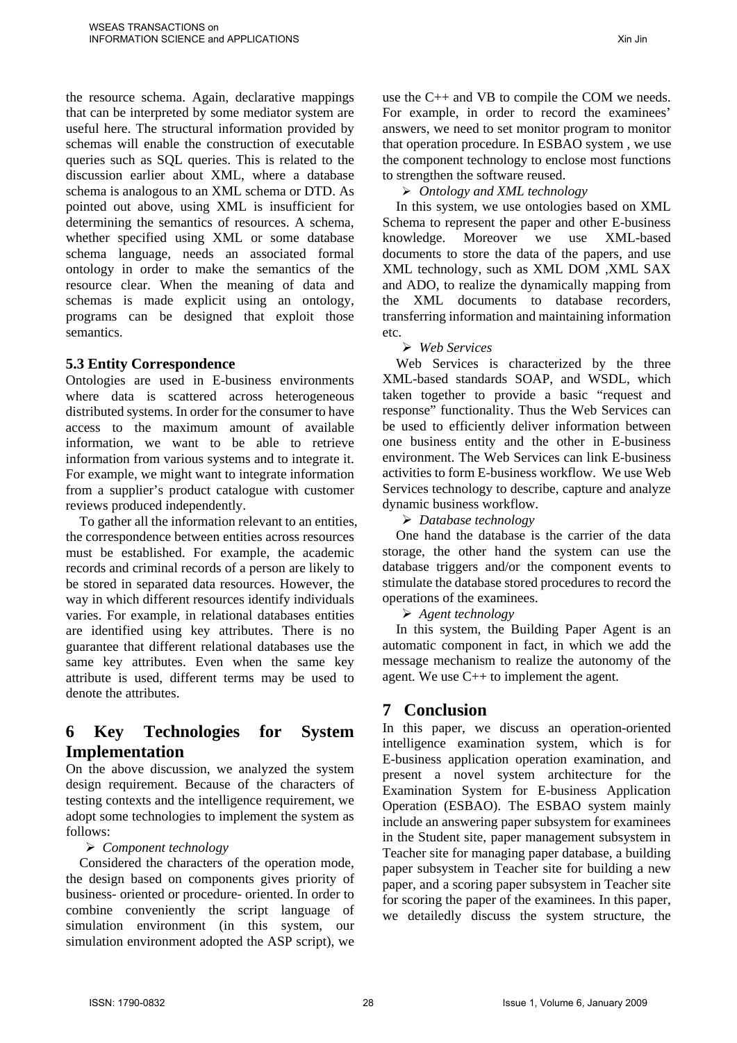the resource schema. Again, declarative mappings that can be interpreted by some mediator system are useful here. The structural information provided by schemas will enable the construction of executable queries such as SQL queries. This is related to the discussion earlier about XML, where a database schema is analogous to an XML schema or DTD. As pointed out above, using XML is insufficient for determining the semantics of resources. A schema, whether specified using XML or some database schema language, needs an associated formal ontology in order to make the semantics of the resource clear. When the meaning of data and schemas is made explicit using an ontology, programs can be designed that exploit those semantics.

### 5.3 Entity Correspondence

Ontologies are used in E-business environments where data is scattered across heterogeneous distributed systems. In order for the consumer to have access to the maximum amount of available information, we want to be able to retrieve information from various systems and to integrate it. For example, we might want to integrate information from a supplier's product catalogue with customer reviews produced independently.

To gather all the information relevant to an entities, the correspondence between entities across resources must be established. For example, the academic records and criminal records of a person are likely to be stored in separated data resources. However, the way in which different resources identify individuals varies. For example, in relational databases entities are identified using key attributes. There is no guarantee that different relational databases use the same key attributes. Even when the same key attribute is used, different terms may be used to denote the attributes.

## 6 Key Technologies for System Implementation

On the above discussion, we analyzed the system design requirement. Because of the characters of testing contexts and the intelligence requirement, we adopt some technologies to implement the system as follows:

- *Component technology*

Considered the characters of the operation mode, the design based on components gives priority of business- oriented or procedure- oriented. In order to combine conveniently the script language of simulation environment (in this system, our simulation environment adopted the ASP script), we use the C++ and VB to compile the COM we needs. For example, in order to record the examinees' answers, we need to set monitor program to monitor that operation procedure. In ESBAO system , we use the component technology to enclose most functions to strengthen the software reused.

- *Ontology and XML technology*

In this system, we use ontologies based on XML Schema to represent the paper and other E-business knowledge. Moreover we use XML-based documents to store the data of the papers, and use XML technology, such as XML DOM ,XML SAX and ADO, to realize the dynamically mapping from the XML documents to database recorders, transferring information and maintaining information etc.

- *Web Services*

Web Services is characterized by the three XML-based standards SOAP, and WSDL, which taken together to provide a basic "request and response" functionality. Thus the Web Services can be used to efficiently deliver information between one business entity and the other in E-business environment. The Web Services can link E-business activities to form E-business workflow. We use Web Services technology to describe, capture and analyze dynamic business workflow.

- *Database technology*

One hand the database is the carrier of the data storage, the other hand the system can use the database triggers and/or the component events to stimulate the database stored procedures to record the operations of the examinees.

- *Agent technology*

In this system, the Building Paper Agent is an automatic component in fact, in which we add the message mechanism to realize the autonomy of the agent. We use C++ to implement the agent.

## 7 Conclusion

In this paper, we discuss an operation-oriented intelligence examination system, which is for E-business application operation examination, and present a novel system architecture for the Examination System for E-business Application Operation (ESBAO). The ESBAO system mainly include an answering paper subsystem for examinees in the Student site, paper management subsystem in Teacher site for managing paper database, a building paper subsystem in Teacher site for building a new paper, and a scoring paper subsystem in Teacher site for scoring the paper of the examinees. In this paper, we detailedly discuss the system structure, the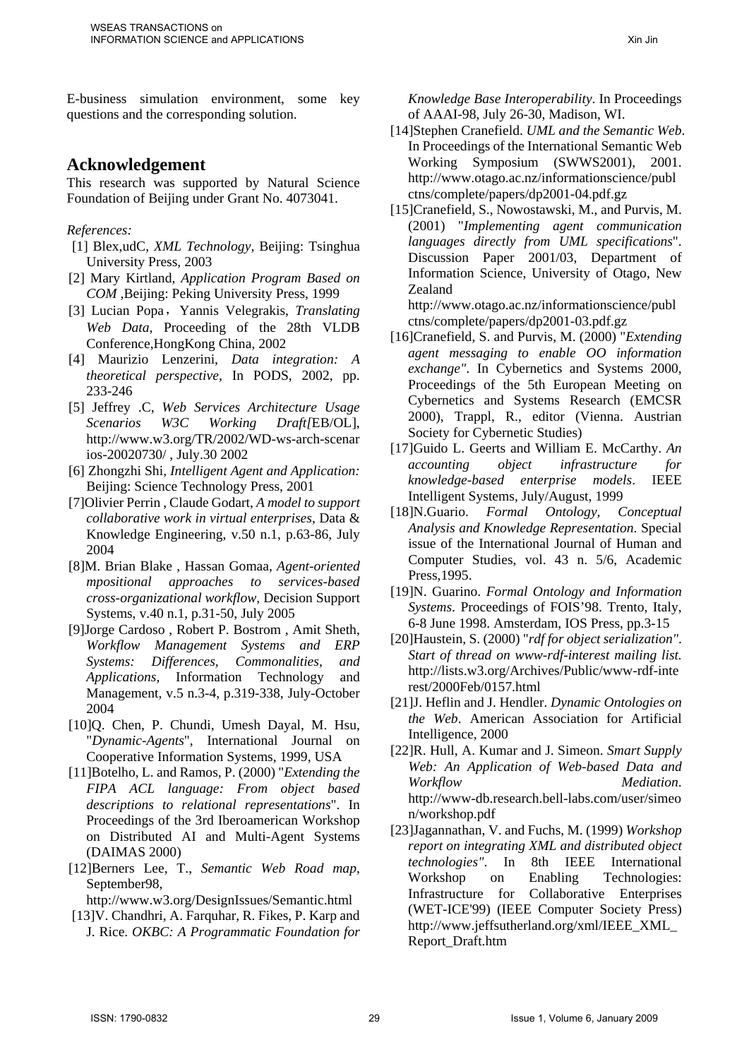E-business simulation environment, some key questions and the corresponding solution.

## Acknowledgement

This research was supported by Natural Science Foundation of Beijing under Grant No. 4073041.

*References:*

[1] Blex,udC, *XML Technology*, Beijing: Tsinghua University Press, 2003

[2] Mary Kirtland, *Application Program Based on COM* ,Beijing: Peking University Press, 1999

[3] Lucian Popa，Yannis Velegrakis, *Translating Web Data*, Proceeding of the 28th VLDB Conference,HongKong China, 2002

[4] Maurizio Lenzerini, *Data integration: A theoretical perspective*, In PODS, 2002, pp. 233-246

[5] Jeffrey .C, *Web Services Architecture Usage Scenarios W3C Working Draft[*EB/OL], http://www.w3.org/TR/2002/WD-ws-arch-scenarios-20020730/ , July.30 2002

[6] Zhongzhi Shi, *Intelligent Agent and Application:* Beijing: Science Technology Press, 2001

[7]Olivier Perrin , Claude Godart, *A model to support collaborative work in virtual enterprises*, Data & Knowledge Engineering, v.50 n.1, p.63-86, July 2004

[8]M. Brian Blake , Hassan Gomaa, *Agent-oriented mpositional approaches to services-based cross-organizational workflow*, Decision Support Systems, v.40 n.1, p.31-50, July 2005

[9]Jorge Cardoso , Robert P. Bostrom , Amit Sheth, *Workflow Management Systems and ERP Systems: Differences, Commonalities, and Applications*, Information Technology and Management, v.5 n.3-4, p.319-338, July-October 2004

[10]Q. Chen, P. Chundi, Umesh Dayal, M. Hsu, "*Dynamic-Agents*", International Journal on Cooperative Information Systems, 1999, USA

[11]Botelho, L. and Ramos, P. (2000) "*Extending the FIPA ACL language: From object based descriptions to relational representations*". In Proceedings of the 3rd Iberoamerican Workshop on Distributed AI and Multi-Agent Systems (DAIMAS 2000)

[12]Berners Lee, T., *Semantic Web Road map*, September98, http://www.w3.org/DesignIssues/Semantic.html

[13]V. Chandhri, A. Farquhar, R. Fikes, P. Karp and J. Rice. *OKBC: A Programmatic Foundation for Knowledge Base Interoperability*. In Proceedings of AAAI-98, July 26-30, Madison, WI.

[14]Stephen Cranefield. *UML and the Semantic Web*. In Proceedings of the International Semantic Web Working Symposium (SWWS2001), 2001. http://www.otago.ac.nz/informationscience/publctns/complete/papers/dp2001-04.pdf.gz

[15]Cranefield, S., Nowostawski, M., and Purvis, M. (2001) "*Implementing agent communication languages directly from UML specifications*". Discussion Paper 2001/03, Department of Information Science, University of Otago, New Zealand http://www.otago.ac.nz/informationscience/publctns/complete/papers/dp2001-03.pdf.gz

[16]Cranefield, S. and Purvis, M. (2000) "*Extending agent messaging to enable OO information exchange"*. In Cybernetics and Systems 2000, Proceedings of the 5th European Meeting on Cybernetics and Systems Research (EMCSR 2000), Trappl, R., editor (Vienna. Austrian Society for Cybernetic Studies)

[17]Guido L. Geerts and William E. McCarthy. *An accounting object infrastructure for knowledge-based enterprise models*. IEEE Intelligent Systems, July/August, 1999

[18]N.Guario. *Formal Ontology, Conceptual Analysis and Knowledge Representation*. Special issue of the International Journal of Human and Computer Studies, vol. 43 n. 5/6, Academic Press,1995.

[19]N. Guarino. *Formal Ontology and Information Systems*. Proceedings of FOIS'98. Trento, Italy, 6-8 June 1998. Amsterdam, IOS Press, pp.3-15

[20]Haustein, S. (2000) "*rdf for object serialization". Start of thread on www-rdf-interest mailing list.* http://lists.w3.org/Archives/Public/www-rdf-interest/2000Feb/0157.html

[21]J. Heflin and J. Hendler. *Dynamic Ontologies on the Web*. American Association for Artificial Intelligence, 2000

[22]R. Hull, A. Kumar and J. Simeon. *Smart Supply Web: An Application of Web-based Data and Workflow Mediation*. http://www-db.research.bell-labs.com/user/simeon/workshop.pdf

[23]Jagannathan, V. and Fuchs, M. (1999) *Workshop report on integrating XML and distributed object technologies"*. In 8th IEEE International Workshop on Enabling Technologies: Infrastructure for Collaborative Enterprises (WET-ICE'99) (IEEE Computer Society Press) http://www.jeffsutherland.org/xml/IEEE_XML_Report_Draft.htm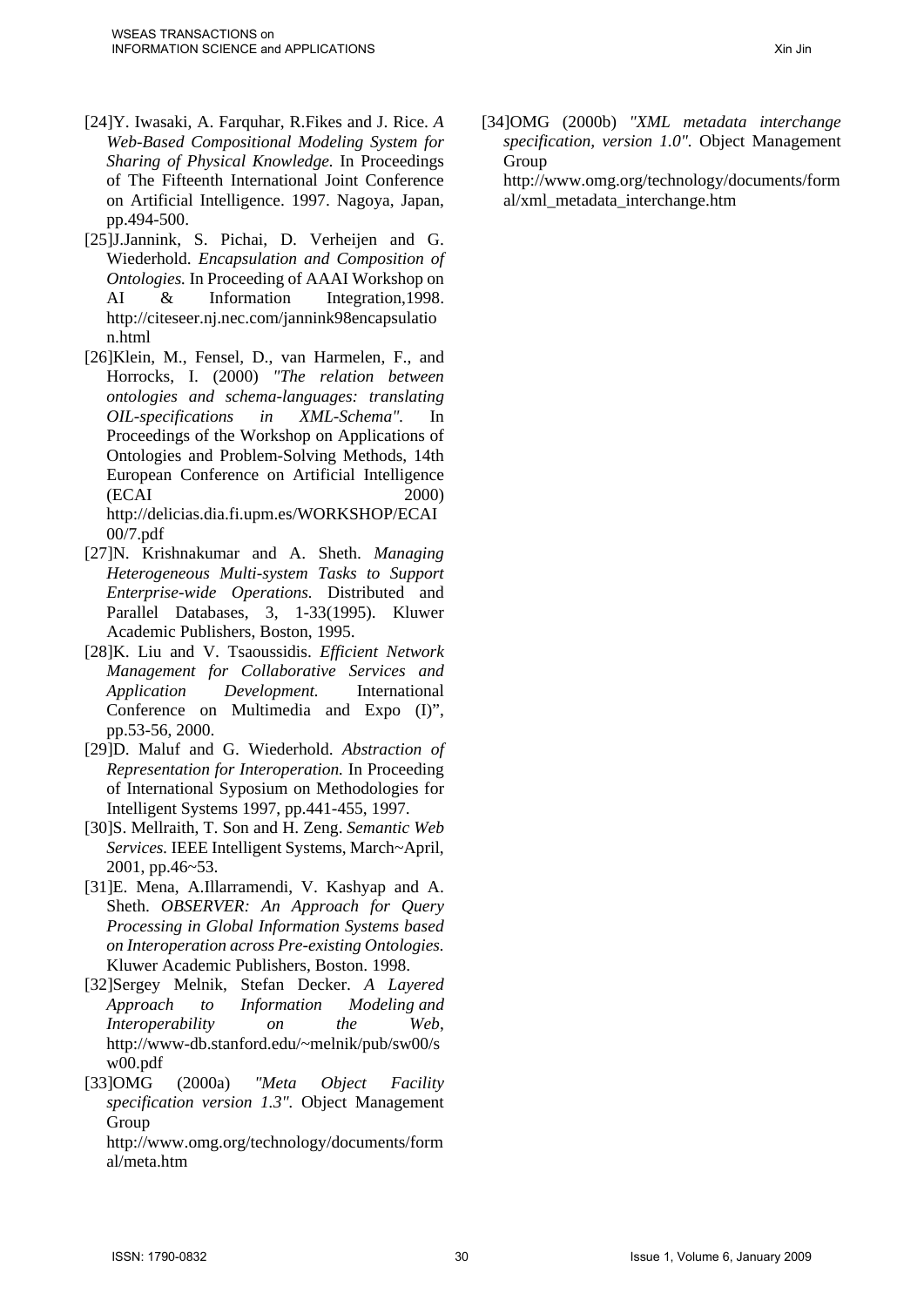[24]Y. Iwasaki, A. Farquhar, R.Fikes and J. Rice. *A Web-Based Compositional Modeling System for Sharing of Physical Knowledge.* In Proceedings of The Fifteenth International Joint Conference on Artificial Intelligence. 1997. Nagoya, Japan, pp.494-500.

[25]J.Jannink, S. Pichai, D. Verheijen and G. Wiederhold. *Encapsulation and Composition of Ontologies.* In Proceeding of AAAI Workshop on AI & Information Integration,1998. http://citeseer.nj.nec.com/jannink98encapsulation.html

[26]Klein, M., Fensel, D., van Harmelen, F., and Horrocks, I. (2000) *"The relation between ontologies and schema-languages: translating OIL-specifications in XML-Schema".* In Proceedings of the Workshop on Applications of Ontologies and Problem-Solving Methods, 14th European Conference on Artificial Intelligence (ECAI 2000) http://delicias.dia.fi.upm.es/WORKSHOP/ECAI00/7.pdf

[27]N. Krishnakumar and A. Sheth. *Managing Heterogeneous Multi-system Tasks to Support Enterprise-wide Operations.* Distributed and Parallel Databases, 3, 1-33(1995). Kluwer Academic Publishers, Boston, 1995.

[28]K. Liu and V. Tsaoussidis. *Efficient Network Management for Collaborative Services and Application Development.* International Conference on Multimedia and Expo (I)", pp.53-56, 2000.

[29]D. Maluf and G. Wiederhold. *Abstraction of Representation for Interoperation.* In Proceeding of International Syposium on Methodologies for Intelligent Systems 1997, pp.441-455, 1997.

[30]S. Mellraith, T. Son and H. Zeng. *Semantic Web Services.* IEEE Intelligent Systems, March~April, 2001, pp.46~53.

[31]E. Mena, A.Illarramendi, V. Kashyap and A. Sheth. *OBSERVER: An Approach for Query Processing in Global Information Systems based on Interoperation across Pre-existing Ontologies.* Kluwer Academic Publishers, Boston. 1998.

[32]Sergey Melnik, Stefan Decker. *A Layered Approach to Information Modeling and Interoperability on the Web*, http://www-db.stanford.edu/~melnik/pub/sw00/sw00.pdf

[33]OMG (2000a) *"Meta Object Facility specification version 1.3".* Object Management Group http://www.omg.org/technology/documents/formal/meta.htm

[34]OMG (2000b) *"XML metadata interchange specification, version 1.0".* Object Management Group http://www.omg.org/technology/documents/formal/xml_metadata_interchange.htm